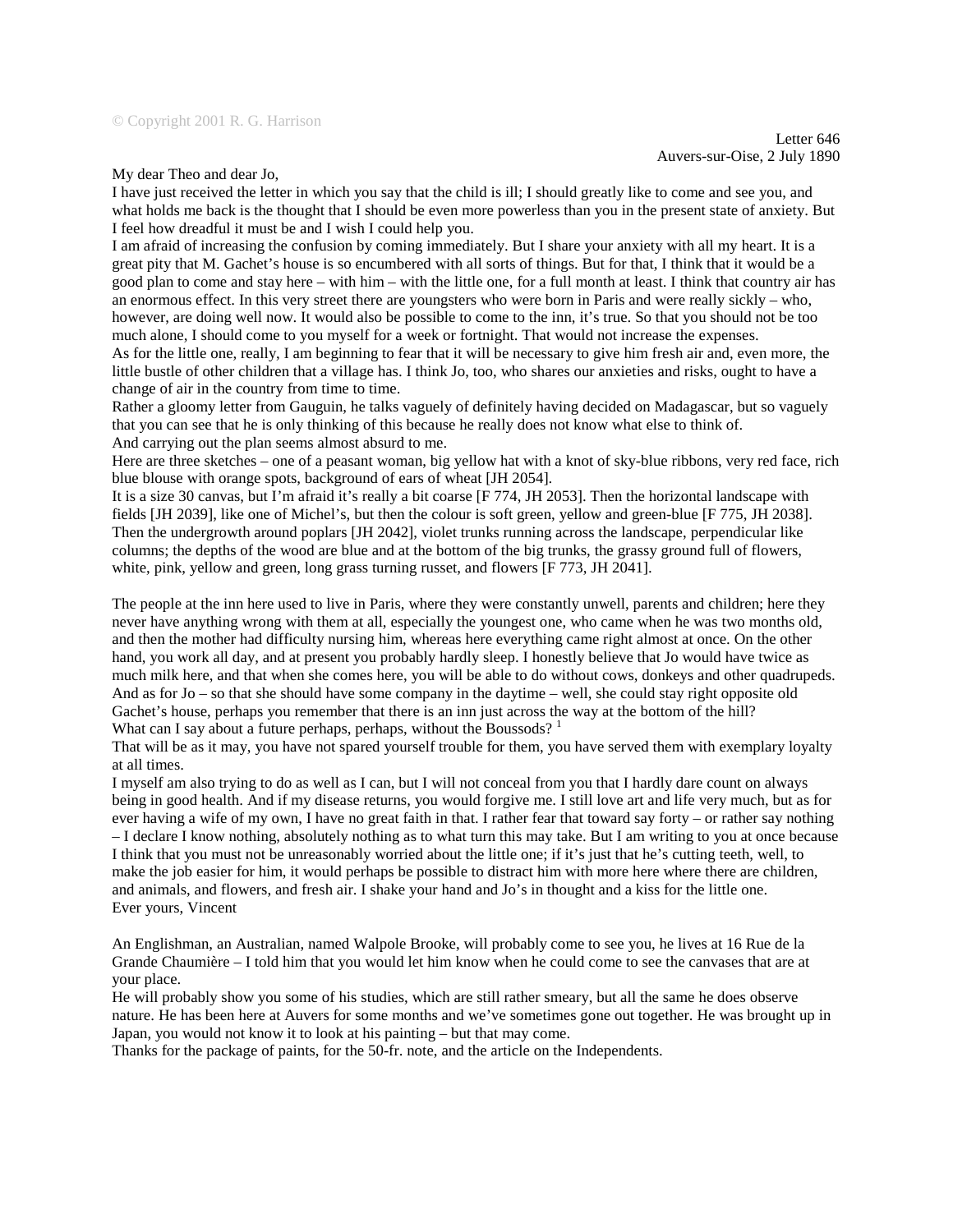© Copyright 2001 R. G. Harrison

Letter 646
Auvers-sur-Oise, 2 July 1890

My dear Theo and dear Jo,

I have just received the letter in which you say that the child is ill; I should greatly like to come and see you, and what holds me back is the thought that I should be even more powerless than you in the present state of anxiety. But I feel how dreadful it must be and I wish I could help you.

I am afraid of increasing the confusion by coming immediately. But I share your anxiety with all my heart. It is a great pity that M. Gachet's house is so encumbered with all sorts of things. But for that, I think that it would be a good plan to come and stay here – with him – with the little one, for a full month at least. I think that country air has an enormous effect. In this very street there are youngsters who were born in Paris and were really sickly – who, however, are doing well now. It would also be possible to come to the inn, it's true. So that you should not be too much alone, I should come to you myself for a week or fortnight. That would not increase the expenses.

As for the little one, really, I am beginning to fear that it will be necessary to give him fresh air and, even more, the little bustle of other children that a village has. I think Jo, too, who shares our anxieties and risks, ought to have a change of air in the country from time to time.

Rather a gloomy letter from Gauguin, he talks vaguely of definitely having decided on Madagascar, but so vaguely that you can see that he is only thinking of this because he really does not know what else to think of.

And carrying out the plan seems almost absurd to me.

Here are three sketches – one of a peasant woman, big yellow hat with a knot of sky-blue ribbons, very red face, rich blue blouse with orange spots, background of ears of wheat [JH 2054].

It is a size 30 canvas, but I'm afraid it's really a bit coarse [F 774, JH 2053]. Then the horizontal landscape with fields [JH 2039], like one of Michel's, but then the colour is soft green, yellow and green-blue [F 775, JH 2038]. Then the undergrowth around poplars [JH 2042], violet trunks running across the landscape, perpendicular like columns; the depths of the wood are blue and at the bottom of the big trunks, the grassy ground full of flowers, white, pink, yellow and green, long grass turning russet, and flowers [F 773, JH 2041].

The people at the inn here used to live in Paris, where they were constantly unwell, parents and children; here they never have anything wrong with them at all, especially the youngest one, who came when he was two months old, and then the mother had difficulty nursing him, whereas here everything came right almost at once. On the other hand, you work all day, and at present you probably hardly sleep. I honestly believe that Jo would have twice as much milk here, and that when she comes here, you will be able to do without cows, donkeys and other quadrupeds.

And as for Jo – so that she should have some company in the daytime – well, she could stay right opposite old Gachet's house, perhaps you remember that there is an inn just across the way at the bottom of the hill?

What can I say about a future perhaps, perhaps, without the Boussods? [1]

That will be as it may, you have not spared yourself trouble for them, you have served them with exemplary loyalty at all times.

I myself am also trying to do as well as I can, but I will not conceal from you that I hardly dare count on always being in good health. And if my disease returns, you would forgive me. I still love art and life very much, but as for ever having a wife of my own, I have no great faith in that. I rather fear that toward say forty – or rather say nothing – I declare I know nothing, absolutely nothing as to what turn this may take. But I am writing to you at once because I think that you must not be unreasonably worried about the little one; if it's just that he's cutting teeth, well, to make the job easier for him, it would perhaps be possible to distract him with more here where there are children, and animals, and flowers, and fresh air. I shake your hand and Jo's in thought and a kiss for the little one.

Ever yours, Vincent

An Englishman, an Australian, named Walpole Brooke, will probably come to see you, he lives at 16 Rue de la Grande Chaumière – I told him that you would let him know when he could come to see the canvases that are at your place.

He will probably show you some of his studies, which are still rather smeary, but all the same he does observe nature. He has been here at Auvers for some months and we've sometimes gone out together. He was brought up in Japan, you would not know it to look at his painting – but that may come.

Thanks for the package of paints, for the 50-fr. note, and the article on the Independents.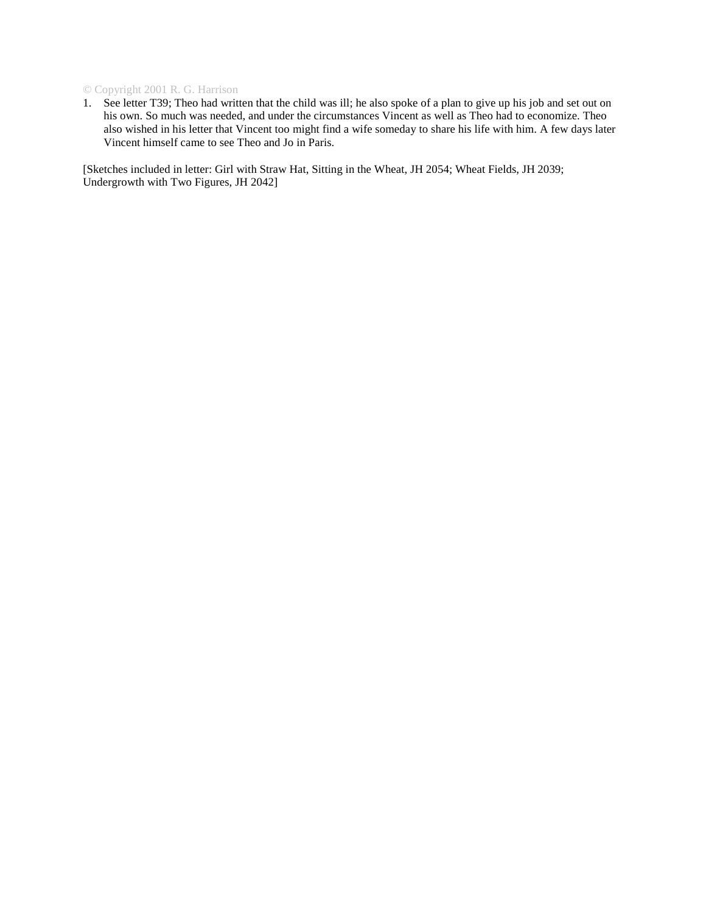© Copyright 2001 R. G. Harrison

1. See letter T39; Theo had written that the child was ill; he also spoke of a plan to give up his job and set out on his own. So much was needed, and under the circumstances Vincent as well as Theo had to economize. Theo also wished in his letter that Vincent too might find a wife someday to share his life with him. A few days later Vincent himself came to see Theo and Jo in Paris.

[Sketches included in letter: Girl with Straw Hat, Sitting in the Wheat, JH 2054; Wheat Fields, JH 2039; Undergrowth with Two Figures, JH 2042]